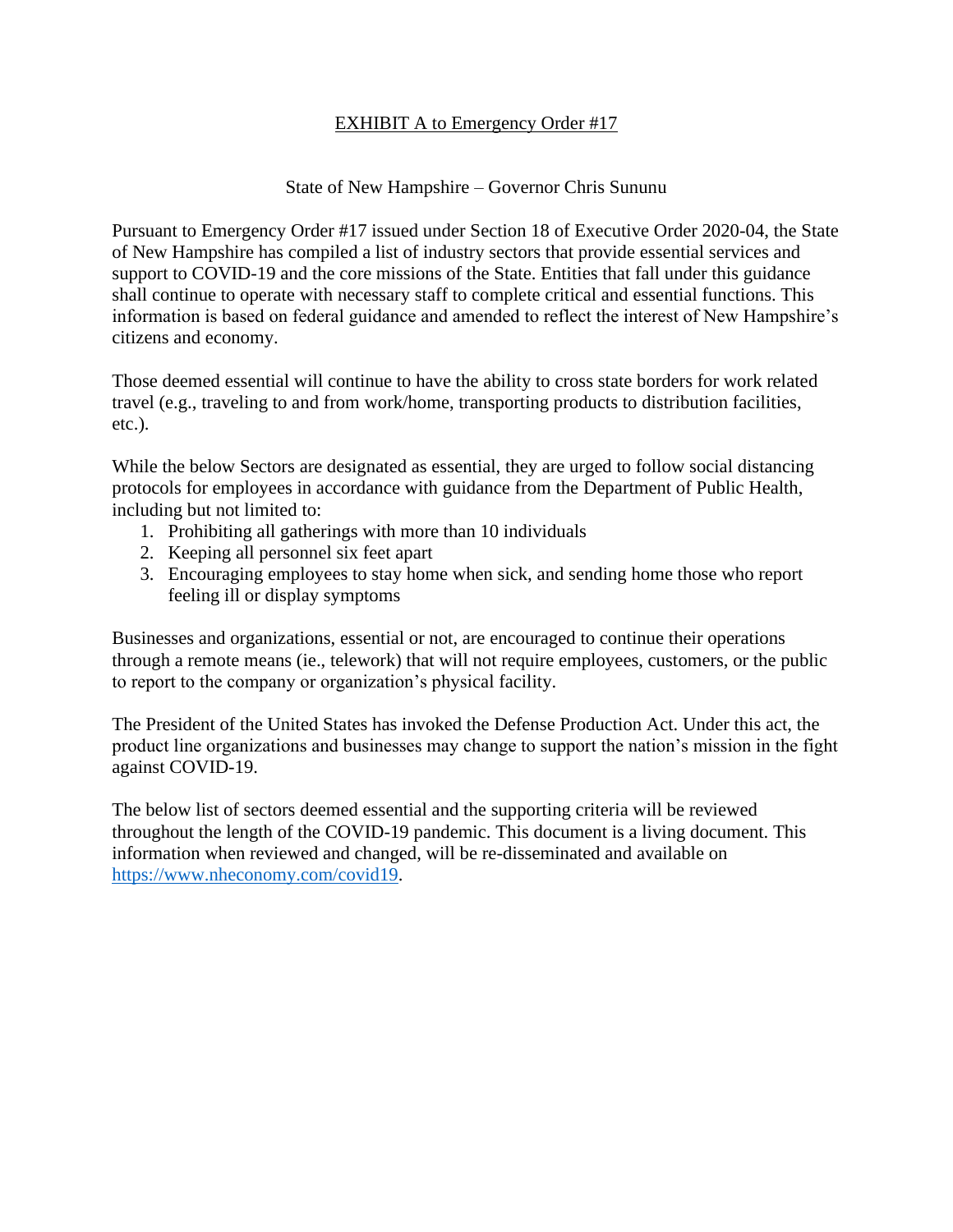# EXHIBIT A to Emergency Order #17

State of New Hampshire – Governor Chris Sununu

Pursuant to Emergency Order #17 issued under Section 18 of Executive Order 2020-04, the State of New Hampshire has compiled a list of industry sectors that provide essential services and support to COVID-19 and the core missions of the State. Entities that fall under this guidance shall continue to operate with necessary staff to complete critical and essential functions. This information is based on federal guidance and amended to reflect the interest of New Hampshire's citizens and economy.

Those deemed essential will continue to have the ability to cross state borders for work related travel (e.g., traveling to and from work/home, transporting products to distribution facilities, etc.).

While the below Sectors are designated as essential, they are urged to follow social distancing protocols for employees in accordance with guidance from the Department of Public Health, including but not limited to:

1. Prohibiting all gatherings with more than 10 individuals
2. Keeping all personnel six feet apart
3. Encouraging employees to stay home when sick, and sending home those who report feeling ill or display symptoms

Businesses and organizations, essential or not, are encouraged to continue their operations through a remote means (ie., telework) that will not require employees, customers, or the public to report to the company or organization's physical facility.

The President of the United States has invoked the Defense Production Act. Under this act, the product line organizations and businesses may change to support the nation's mission in the fight against COVID-19.

The below list of sectors deemed essential and the supporting criteria will be reviewed throughout the length of the COVID-19 pandemic. This document is a living document. This information when reviewed and changed, will be re-disseminated and available on https://www.nheconomy.com/covid19.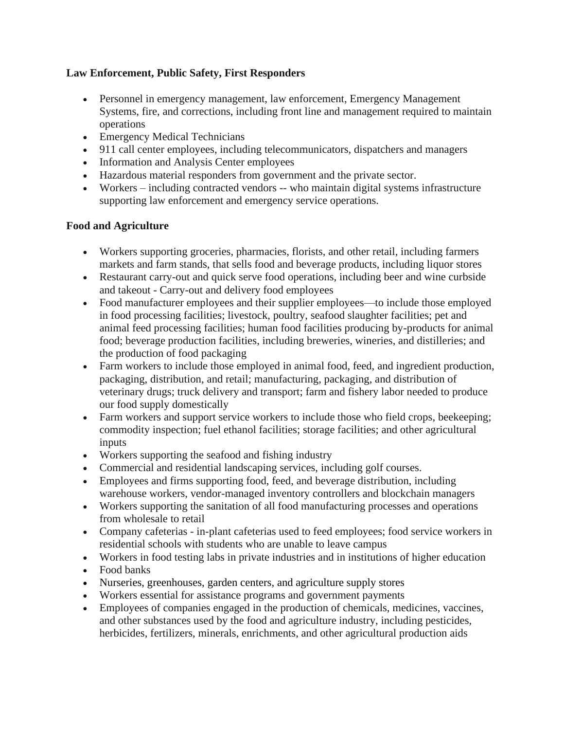**Law Enforcement, Public Safety, First Responders**

- Personnel in emergency management, law enforcement, Emergency Management Systems, fire, and corrections, including front line and management required to maintain operations
- Emergency Medical Technicians
- 911 call center employees, including telecommunicators, dispatchers and managers
- Information and Analysis Center employees
- Hazardous material responders from government and the private sector.
- Workers – including contracted vendors -- who maintain digital systems infrastructure supporting law enforcement and emergency service operations.

**Food and Agriculture**

- Workers supporting groceries, pharmacies, florists, and other retail, including farmers markets and farm stands, that sells food and beverage products, including liquor stores
- Restaurant carry-out and quick serve food operations, including beer and wine curbside and takeout - Carry-out and delivery food employees
- Food manufacturer employees and their supplier employees—to include those employed in food processing facilities; livestock, poultry, seafood slaughter facilities; pet and animal feed processing facilities; human food facilities producing by-products for animal food; beverage production facilities, including breweries, wineries, and distilleries; and the production of food packaging
- Farm workers to include those employed in animal food, feed, and ingredient production, packaging, distribution, and retail; manufacturing, packaging, and distribution of veterinary drugs; truck delivery and transport; farm and fishery labor needed to produce our food supply domestically
- Farm workers and support service workers to include those who field crops, beekeeping; commodity inspection; fuel ethanol facilities; storage facilities; and other agricultural inputs
- Workers supporting the seafood and fishing industry
- Commercial and residential landscaping services, including golf courses.
- Employees and firms supporting food, feed, and beverage distribution, including warehouse workers, vendor-managed inventory controllers and blockchain managers
- Workers supporting the sanitation of all food manufacturing processes and operations from wholesale to retail
- Company cafeterias - in-plant cafeterias used to feed employees; food service workers in residential schools with students who are unable to leave campus
- Workers in food testing labs in private industries and in institutions of higher education
- Food banks
- Nurseries, greenhouses, garden centers, and agriculture supply stores
- Workers essential for assistance programs and government payments
- Employees of companies engaged in the production of chemicals, medicines, vaccines, and other substances used by the food and agriculture industry, including pesticides, herbicides, fertilizers, minerals, enrichments, and other agricultural production aids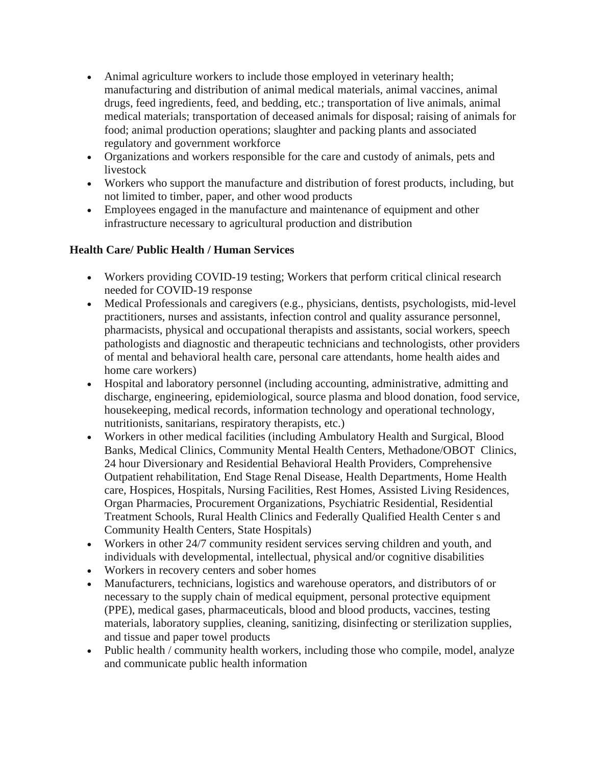- Animal agriculture workers to include those employed in veterinary health; manufacturing and distribution of animal medical materials, animal vaccines, animal drugs, feed ingredients, feed, and bedding, etc.; transportation of live animals, animal medical materials; transportation of deceased animals for disposal; raising of animals for food; animal production operations; slaughter and packing plants and associated regulatory and government workforce
- Organizations and workers responsible for the care and custody of animals, pets and livestock
- Workers who support the manufacture and distribution of forest products, including, but not limited to timber, paper, and other wood products
- Employees engaged in the manufacture and maintenance of equipment and other infrastructure necessary to agricultural production and distribution

**Health Care/ Public Health / Human Services**

- Workers providing COVID-19 testing; Workers that perform critical clinical research needed for COVID-19 response
- Medical Professionals and caregivers (e.g., physicians, dentists, psychologists, mid-level practitioners, nurses and assistants, infection control and quality assurance personnel, pharmacists, physical and occupational therapists and assistants, social workers, speech pathologists and diagnostic and therapeutic technicians and technologists, other providers of mental and behavioral health care, personal care attendants, home health aides and home care workers)
- Hospital and laboratory personnel (including accounting, administrative, admitting and discharge, engineering, epidemiological, source plasma and blood donation, food service, housekeeping, medical records, information technology and operational technology, nutritionists, sanitarians, respiratory therapists, etc.)
- Workers in other medical facilities (including Ambulatory Health and Surgical, Blood Banks, Medical Clinics, Community Mental Health Centers, Methadone/OBOT Clinics, 24 hour Diversionary and Residential Behavioral Health Providers, Comprehensive Outpatient rehabilitation, End Stage Renal Disease, Health Departments, Home Health care, Hospices, Hospitals, Nursing Facilities, Rest Homes, Assisted Living Residences, Organ Pharmacies, Procurement Organizations, Psychiatric Residential, Residential Treatment Schools, Rural Health Clinics and Federally Qualified Health Center s and Community Health Centers, State Hospitals)
- Workers in other 24/7 community resident services serving children and youth, and individuals with developmental, intellectual, physical and/or cognitive disabilities
- Workers in recovery centers and sober homes
- Manufacturers, technicians, logistics and warehouse operators, and distributors of or necessary to the supply chain of medical equipment, personal protective equipment (PPE), medical gases, pharmaceuticals, blood and blood products, vaccines, testing materials, laboratory supplies, cleaning, sanitizing, disinfecting or sterilization supplies, and tissue and paper towel products
- Public health / community health workers, including those who compile, model, analyze and communicate public health information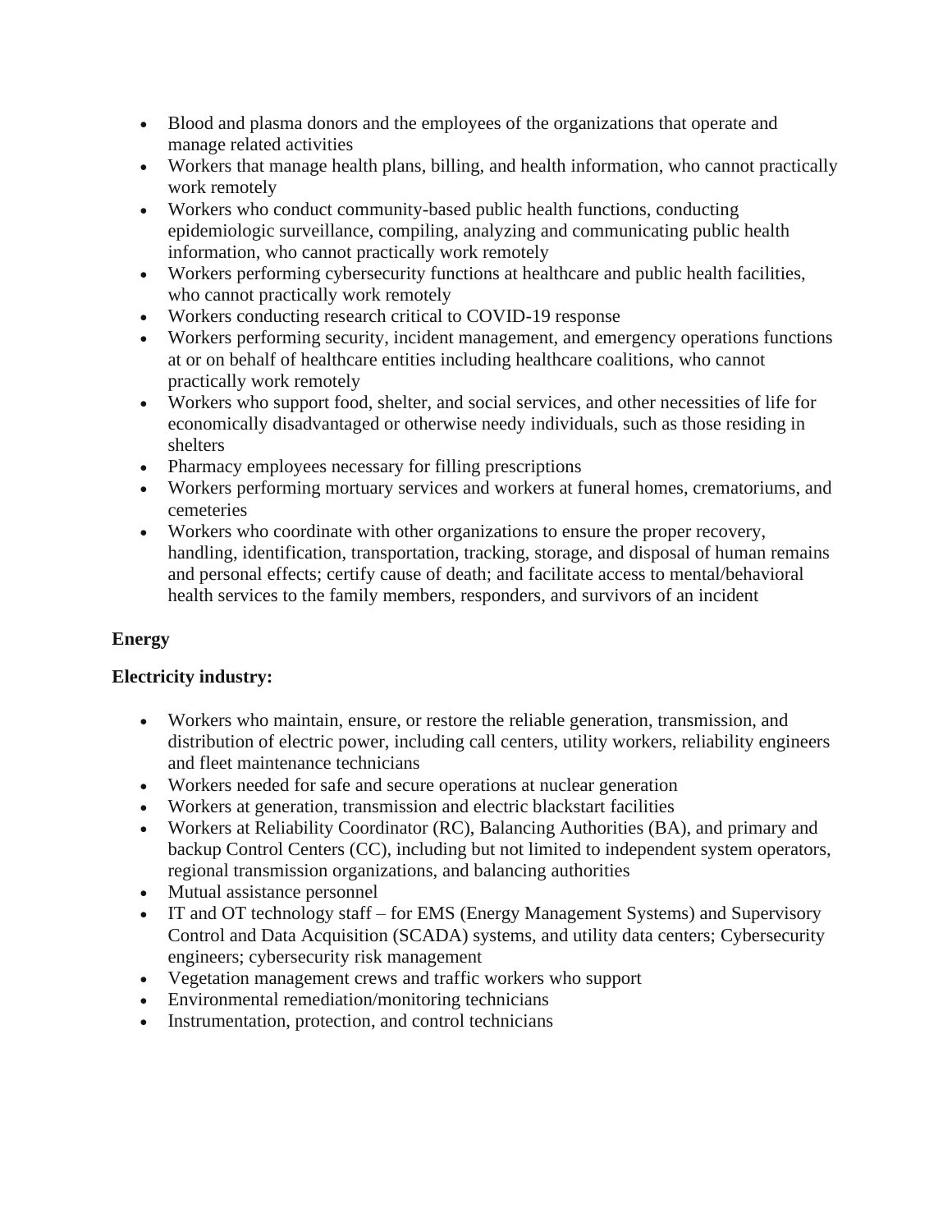- Blood and plasma donors and the employees of the organizations that operate and manage related activities
- Workers that manage health plans, billing, and health information, who cannot practically work remotely
- Workers who conduct community-based public health functions, conducting epidemiologic surveillance, compiling, analyzing and communicating public health information, who cannot practically work remotely
- Workers performing cybersecurity functions at healthcare and public health facilities, who cannot practically work remotely
- Workers conducting research critical to COVID-19 response
- Workers performing security, incident management, and emergency operations functions at or on behalf of healthcare entities including healthcare coalitions, who cannot practically work remotely
- Workers who support food, shelter, and social services, and other necessities of life for economically disadvantaged or otherwise needy individuals, such as those residing in shelters
- Pharmacy employees necessary for filling prescriptions
- Workers performing mortuary services and workers at funeral homes, crematoriums, and cemeteries
- Workers who coordinate with other organizations to ensure the proper recovery, handling, identification, transportation, tracking, storage, and disposal of human remains and personal effects; certify cause of death; and facilitate access to mental/behavioral health services to the family members, responders, and survivors of an incident

**Energy**

**Electricity industry:**

- Workers who maintain, ensure, or restore the reliable generation, transmission, and distribution of electric power, including call centers, utility workers, reliability engineers and fleet maintenance technicians
- Workers needed for safe and secure operations at nuclear generation
- Workers at generation, transmission and electric blackstart facilities
- Workers at Reliability Coordinator (RC), Balancing Authorities (BA), and primary and backup Control Centers (CC), including but not limited to independent system operators, regional transmission organizations, and balancing authorities
- Mutual assistance personnel
- IT and OT technology staff – for EMS (Energy Management Systems) and Supervisory Control and Data Acquisition (SCADA) systems, and utility data centers; Cybersecurity engineers; cybersecurity risk management
- Vegetation management crews and traffic workers who support
- Environmental remediation/monitoring technicians
- Instrumentation, protection, and control technicians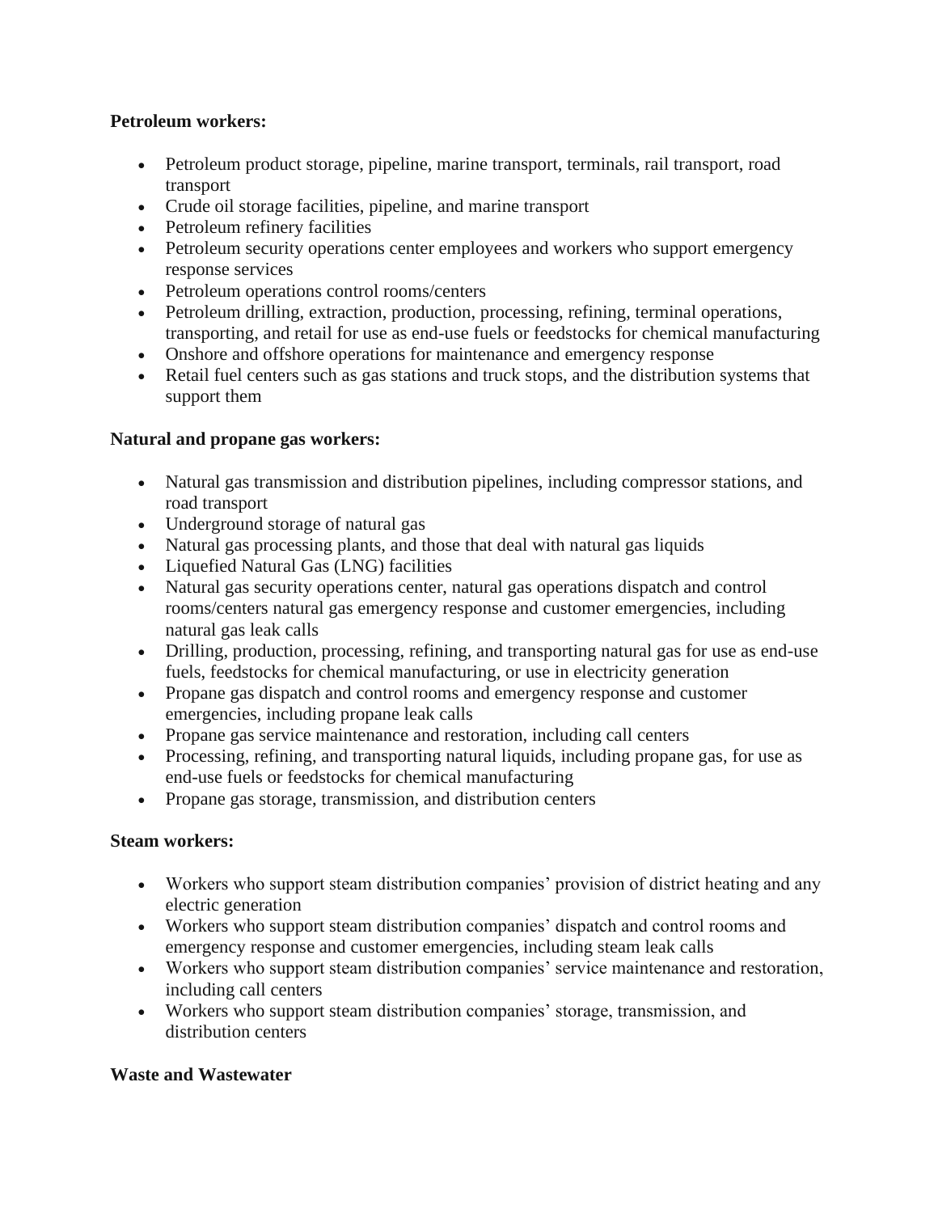**Petroleum workers:**

- Petroleum product storage, pipeline, marine transport, terminals, rail transport, road transport
- Crude oil storage facilities, pipeline, and marine transport
- Petroleum refinery facilities
- Petroleum security operations center employees and workers who support emergency response services
- Petroleum operations control rooms/centers
- Petroleum drilling, extraction, production, processing, refining, terminal operations, transporting, and retail for use as end-use fuels or feedstocks for chemical manufacturing
- Onshore and offshore operations for maintenance and emergency response
- Retail fuel centers such as gas stations and truck stops, and the distribution systems that support them

**Natural and propane gas workers:**

- Natural gas transmission and distribution pipelines, including compressor stations, and road transport
- Underground storage of natural gas
- Natural gas processing plants, and those that deal with natural gas liquids
- Liquefied Natural Gas (LNG) facilities
- Natural gas security operations center, natural gas operations dispatch and control rooms/centers natural gas emergency response and customer emergencies, including natural gas leak calls
- Drilling, production, processing, refining, and transporting natural gas for use as end-use fuels, feedstocks for chemical manufacturing, or use in electricity generation
- Propane gas dispatch and control rooms and emergency response and customer emergencies, including propane leak calls
- Propane gas service maintenance and restoration, including call centers
- Processing, refining, and transporting natural liquids, including propane gas, for use as end-use fuels or feedstocks for chemical manufacturing
- Propane gas storage, transmission, and distribution centers

**Steam workers:**

- Workers who support steam distribution companies' provision of district heating and any electric generation
- Workers who support steam distribution companies' dispatch and control rooms and emergency response and customer emergencies, including steam leak calls
- Workers who support steam distribution companies' service maintenance and restoration, including call centers
- Workers who support steam distribution companies' storage, transmission, and distribution centers

**Waste and Wastewater**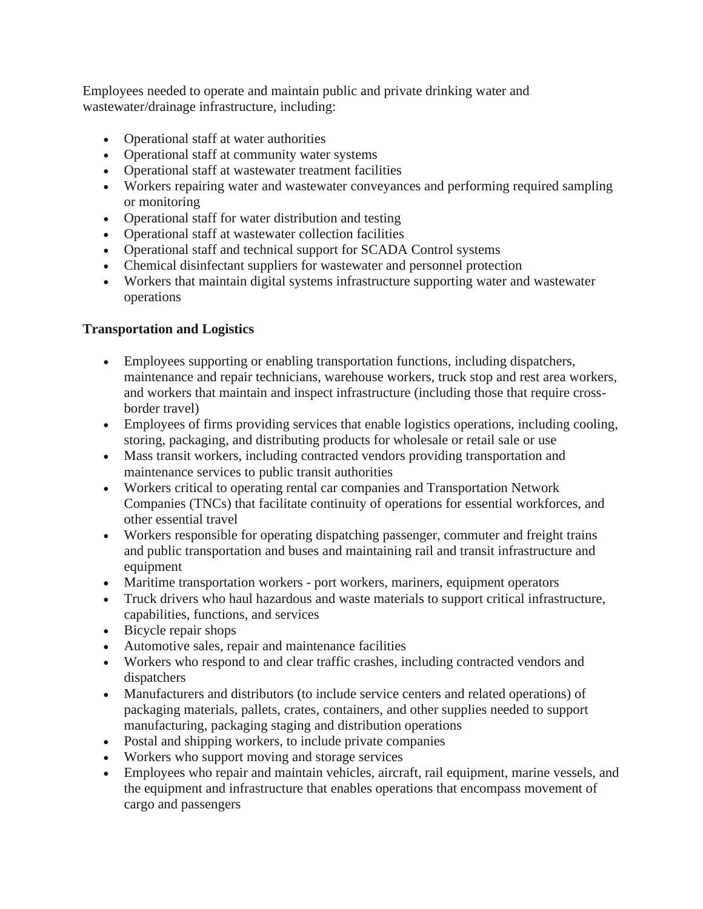Employees needed to operate and maintain public and private drinking water and wastewater/drainage infrastructure, including:

- Operational staff at water authorities
- Operational staff at community water systems
- Operational staff at wastewater treatment facilities
- Workers repairing water and wastewater conveyances and performing required sampling or monitoring
- Operational staff for water distribution and testing
- Operational staff at wastewater collection facilities
- Operational staff and technical support for SCADA Control systems
- Chemical disinfectant suppliers for wastewater and personnel protection
- Workers that maintain digital systems infrastructure supporting water and wastewater operations

**Transportation and Logistics**

- Employees supporting or enabling transportation functions, including dispatchers, maintenance and repair technicians, warehouse workers, truck stop and rest area workers, and workers that maintain and inspect infrastructure (including those that require cross-border travel)
- Employees of firms providing services that enable logistics operations, including cooling, storing, packaging, and distributing products for wholesale or retail sale or use
- Mass transit workers, including contracted vendors providing transportation and maintenance services to public transit authorities
- Workers critical to operating rental car companies and Transportation Network Companies (TNCs) that facilitate continuity of operations for essential workforces, and other essential travel
- Workers responsible for operating dispatching passenger, commuter and freight trains and public transportation and buses and maintaining rail and transit infrastructure and equipment
- Maritime transportation workers - port workers, mariners, equipment operators
- Truck drivers who haul hazardous and waste materials to support critical infrastructure, capabilities, functions, and services
- Bicycle repair shops
- Automotive sales, repair and maintenance facilities
- Workers who respond to and clear traffic crashes, including contracted vendors and dispatchers
- Manufacturers and distributors (to include service centers and related operations) of packaging materials, pallets, crates, containers, and other supplies needed to support manufacturing, packaging staging and distribution operations
- Postal and shipping workers, to include private companies
- Workers who support moving and storage services
- Employees who repair and maintain vehicles, aircraft, rail equipment, marine vessels, and the equipment and infrastructure that enables operations that encompass movement of cargo and passengers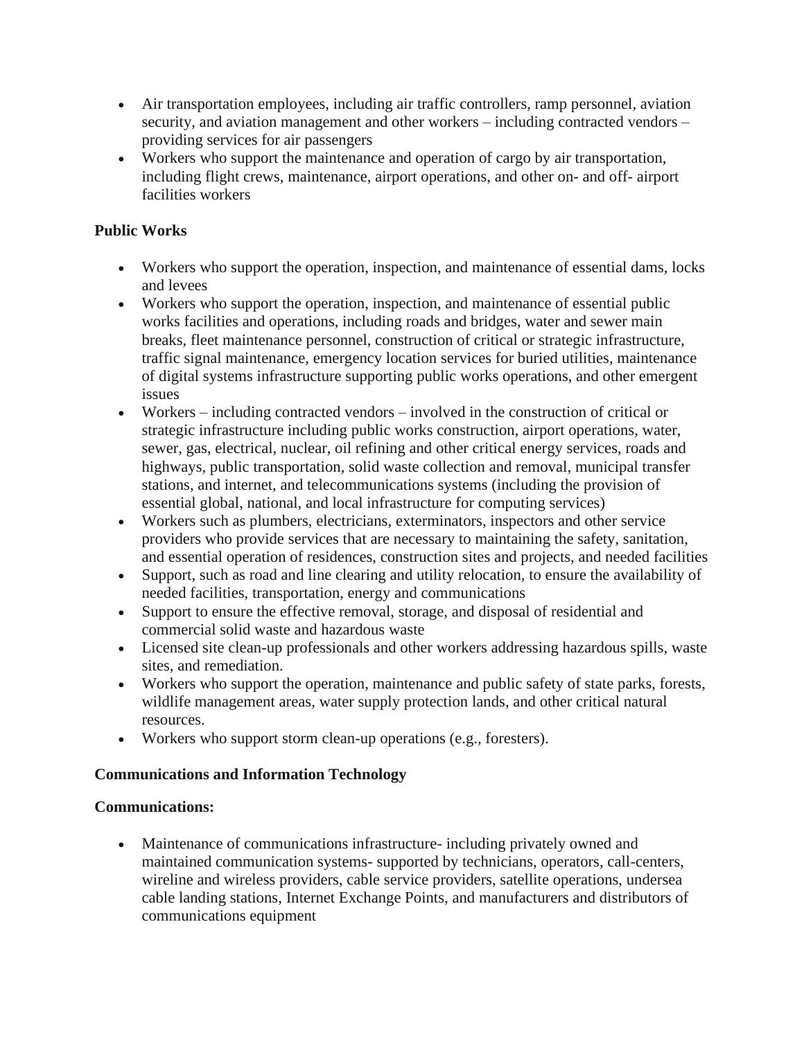- Air transportation employees, including air traffic controllers, ramp personnel, aviation security, and aviation management and other workers – including contracted vendors – providing services for air passengers
- Workers who support the maintenance and operation of cargo by air transportation, including flight crews, maintenance, airport operations, and other on- and off- airport facilities workers

**Public Works**

- Workers who support the operation, inspection, and maintenance of essential dams, locks and levees
- Workers who support the operation, inspection, and maintenance of essential public works facilities and operations, including roads and bridges, water and sewer main breaks, fleet maintenance personnel, construction of critical or strategic infrastructure, traffic signal maintenance, emergency location services for buried utilities, maintenance of digital systems infrastructure supporting public works operations, and other emergent issues
- Workers – including contracted vendors – involved in the construction of critical or strategic infrastructure including public works construction, airport operations, water, sewer, gas, electrical, nuclear, oil refining and other critical energy services, roads and highways, public transportation, solid waste collection and removal, municipal transfer stations, and internet, and telecommunications systems (including the provision of essential global, national, and local infrastructure for computing services)
- Workers such as plumbers, electricians, exterminators, inspectors and other service providers who provide services that are necessary to maintaining the safety, sanitation, and essential operation of residences, construction sites and projects, and needed facilities
- Support, such as road and line clearing and utility relocation, to ensure the availability of needed facilities, transportation, energy and communications
- Support to ensure the effective removal, storage, and disposal of residential and commercial solid waste and hazardous waste
- Licensed site clean-up professionals and other workers addressing hazardous spills, waste sites, and remediation.
- Workers who support the operation, maintenance and public safety of state parks, forests, wildlife management areas, water supply protection lands, and other critical natural resources.
- Workers who support storm clean-up operations (e.g., foresters).

**Communications and Information Technology**

**Communications:**

- Maintenance of communications infrastructure- including privately owned and maintained communication systems- supported by technicians, operators, call-centers, wireline and wireless providers, cable service providers, satellite operations, undersea cable landing stations, Internet Exchange Points, and manufacturers and distributors of communications equipment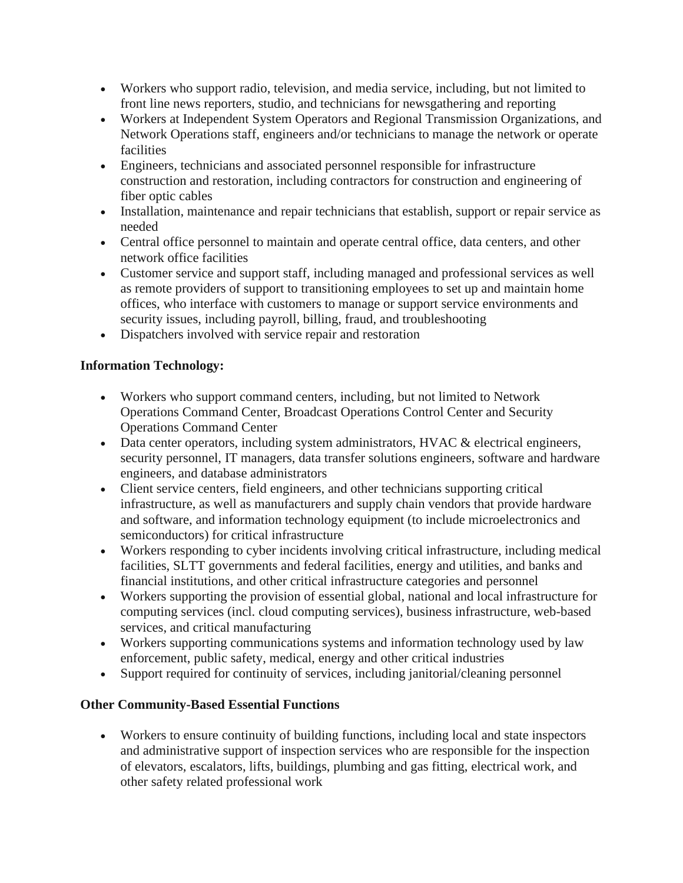- Workers who support radio, television, and media service, including, but not limited to front line news reporters, studio, and technicians for newsgathering and reporting
- Workers at Independent System Operators and Regional Transmission Organizations, and Network Operations staff, engineers and/or technicians to manage the network or operate facilities
- Engineers, technicians and associated personnel responsible for infrastructure construction and restoration, including contractors for construction and engineering of fiber optic cables
- Installation, maintenance and repair technicians that establish, support or repair service as needed
- Central office personnel to maintain and operate central office, data centers, and other network office facilities
- Customer service and support staff, including managed and professional services as well as remote providers of support to transitioning employees to set up and maintain home offices, who interface with customers to manage or support service environments and security issues, including payroll, billing, fraud, and troubleshooting
- Dispatchers involved with service repair and restoration

**Information Technology:**

- Workers who support command centers, including, but not limited to Network Operations Command Center, Broadcast Operations Control Center and Security Operations Command Center
- Data center operators, including system administrators, HVAC & electrical engineers, security personnel, IT managers, data transfer solutions engineers, software and hardware engineers, and database administrators
- Client service centers, field engineers, and other technicians supporting critical infrastructure, as well as manufacturers and supply chain vendors that provide hardware and software, and information technology equipment (to include microelectronics and semiconductors) for critical infrastructure
- Workers responding to cyber incidents involving critical infrastructure, including medical facilities, SLTT governments and federal facilities, energy and utilities, and banks and financial institutions, and other critical infrastructure categories and personnel
- Workers supporting the provision of essential global, national and local infrastructure for computing services (incl. cloud computing services), business infrastructure, web-based services, and critical manufacturing
- Workers supporting communications systems and information technology used by law enforcement, public safety, medical, energy and other critical industries
- Support required for continuity of services, including janitorial/cleaning personnel

**Other Community-Based Essential Functions**

- Workers to ensure continuity of building functions, including local and state inspectors and administrative support of inspection services who are responsible for the inspection of elevators, escalators, lifts, buildings, plumbing and gas fitting, electrical work, and other safety related professional work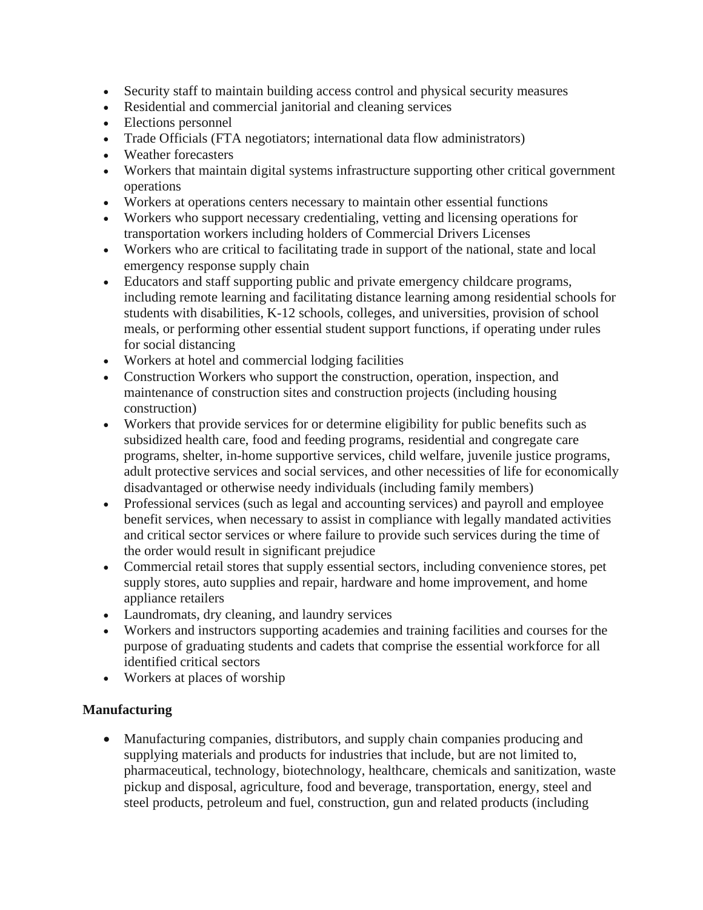- Security staff to maintain building access control and physical security measures
- Residential and commercial janitorial and cleaning services
- Elections personnel
- Trade Officials (FTA negotiators; international data flow administrators)
- Weather forecasters
- Workers that maintain digital systems infrastructure supporting other critical government operations
- Workers at operations centers necessary to maintain other essential functions
- Workers who support necessary credentialing, vetting and licensing operations for transportation workers including holders of Commercial Drivers Licenses
- Workers who are critical to facilitating trade in support of the national, state and local emergency response supply chain
- Educators and staff supporting public and private emergency childcare programs, including remote learning and facilitating distance learning among residential schools for students with disabilities, K-12 schools, colleges, and universities, provision of school meals, or performing other essential student support functions, if operating under rules for social distancing
- Workers at hotel and commercial lodging facilities
- Construction Workers who support the construction, operation, inspection, and maintenance of construction sites and construction projects (including housing construction)
- Workers that provide services for or determine eligibility for public benefits such as subsidized health care, food and feeding programs, residential and congregate care programs, shelter, in-home supportive services, child welfare, juvenile justice programs, adult protective services and social services, and other necessities of life for economically disadvantaged or otherwise needy individuals (including family members)
- Professional services (such as legal and accounting services) and payroll and employee benefit services, when necessary to assist in compliance with legally mandated activities and critical sector services or where failure to provide such services during the time of the order would result in significant prejudice
- Commercial retail stores that supply essential sectors, including convenience stores, pet supply stores, auto supplies and repair, hardware and home improvement, and home appliance retailers
- Laundromats, dry cleaning, and laundry services
- Workers and instructors supporting academies and training facilities and courses for the purpose of graduating students and cadets that comprise the essential workforce for all identified critical sectors
- Workers at places of worship

**Manufacturing**

- Manufacturing companies, distributors, and supply chain companies producing and supplying materials and products for industries that include, but are not limited to, pharmaceutical, technology, biotechnology, healthcare, chemicals and sanitization, waste pickup and disposal, agriculture, food and beverage, transportation, energy, steel and steel products, petroleum and fuel, construction, gun and related products (including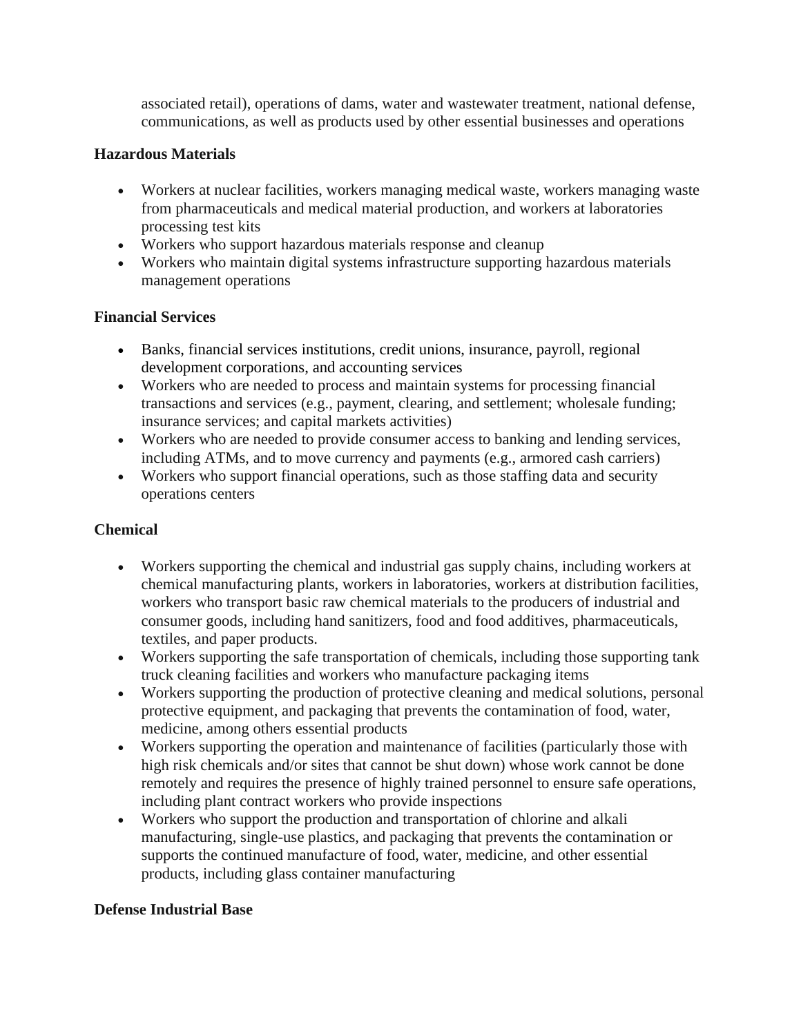associated retail), operations of dams, water and wastewater treatment, national defense, communications, as well as products used by other essential businesses and operations

**Hazardous Materials**

- Workers at nuclear facilities, workers managing medical waste, workers managing waste from pharmaceuticals and medical material production, and workers at laboratories processing test kits
- Workers who support hazardous materials response and cleanup
- Workers who maintain digital systems infrastructure supporting hazardous materials management operations

**Financial Services**

- Banks, financial services institutions, credit unions, insurance, payroll, regional development corporations, and accounting services
- Workers who are needed to process and maintain systems for processing financial transactions and services (e.g., payment, clearing, and settlement; wholesale funding; insurance services; and capital markets activities)
- Workers who are needed to provide consumer access to banking and lending services, including ATMs, and to move currency and payments (e.g., armored cash carriers)
- Workers who support financial operations, such as those staffing data and security operations centers

**Chemical**

- Workers supporting the chemical and industrial gas supply chains, including workers at chemical manufacturing plants, workers in laboratories, workers at distribution facilities, workers who transport basic raw chemical materials to the producers of industrial and consumer goods, including hand sanitizers, food and food additives, pharmaceuticals, textiles, and paper products.
- Workers supporting the safe transportation of chemicals, including those supporting tank truck cleaning facilities and workers who manufacture packaging items
- Workers supporting the production of protective cleaning and medical solutions, personal protective equipment, and packaging that prevents the contamination of food, water, medicine, among others essential products
- Workers supporting the operation and maintenance of facilities (particularly those with high risk chemicals and/or sites that cannot be shut down) whose work cannot be done remotely and requires the presence of highly trained personnel to ensure safe operations, including plant contract workers who provide inspections
- Workers who support the production and transportation of chlorine and alkali manufacturing, single-use plastics, and packaging that prevents the contamination or supports the continued manufacture of food, water, medicine, and other essential products, including glass container manufacturing

**Defense Industrial Base**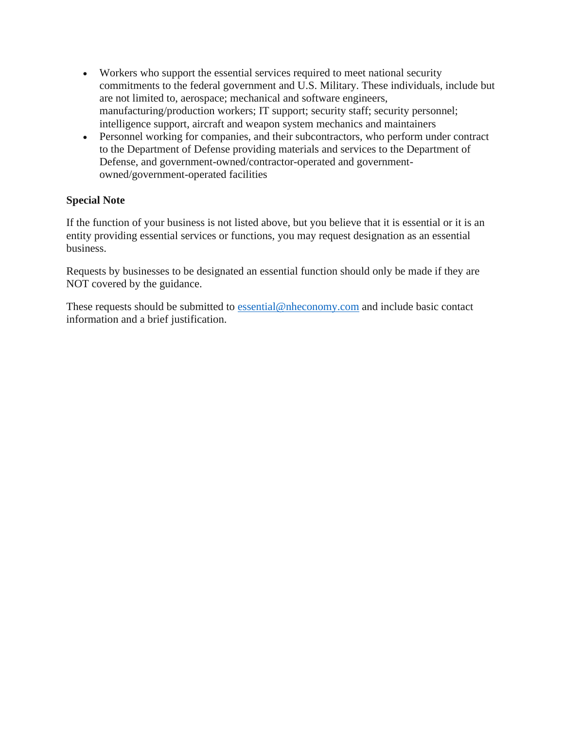- Workers who support the essential services required to meet national security commitments to the federal government and U.S. Military. These individuals, include but are not limited to, aerospace; mechanical and software engineers, manufacturing/production workers; IT support; security staff; security personnel; intelligence support, aircraft and weapon system mechanics and maintainers
- Personnel working for companies, and their subcontractors, who perform under contract to the Department of Defense providing materials and services to the Department of Defense, and government-owned/contractor-operated and government-owned/government-operated facilities

**Special Note**

If the function of your business is not listed above, but you believe that it is essential or it is an entity providing essential services or functions, you may request designation as an essential business.

Requests by businesses to be designated an essential function should only be made if they are NOT covered by the guidance.

These requests should be submitted to essential@nheconomy.com and include basic contact information and a brief justification.